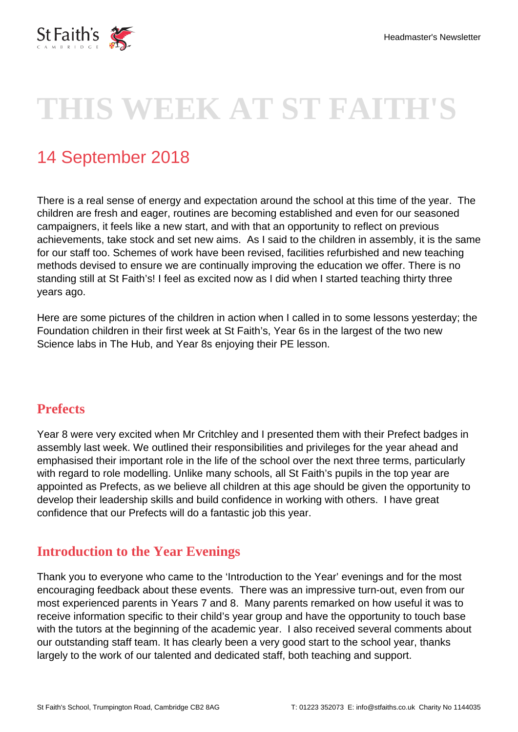# THIS WEEK AT ST FAITH'S

## 14 September 2018

There is a real sense of energy and expectation around the school at this time of the year. The children are fresh and eager, routines are becoming established and even for our seasoned campaigners, it feels like a new start, and with that an opportunity to reflect on previous achievements, take stock and set new aims. As I said to the children in assembly, it is the same for our staff too. Schemes of work have been revised, facilities refurbished and new teaching methods devised to ensure we are continually improving the education we offer. There is no standing still at St Faith's! I feel as excited now as I did when I started teaching thirty three years ago.

Here are some pictures of the children in action when I called in to some lessons yesterday; the Foundation children in their first week at St Faith's, Year 6s in the largest of the two new Science labs in The Hub, and Year 8s enjoying their PE lesson.

### Prefects

Year 8 were very excited when Mr Critchley and I presented them with their Prefect badges in assembly last week. We outlined their responsibilities and privileges for the year ahead and emphasised their important role in the life of the school over the next three terms, particularly with regard to role modelling. Unlike many schools, all St Faith's pupils in the top year are appointed as Prefects, as we believe all children at this age should be given the opportunity to develop their leadership skills and build confidence in working with others. I have great confidence that our Prefects will do a fantastic job this year.

### Introduction to the Year Evenings

Thank you to everyone who came to the 'Introduction to the Year' evenings and for the most encouraging feedback about these events. There was an impressive turn-out, even from our most experienced parents in Years 7 and 8. Many parents remarked on how useful it was to receive information specific to their child's year group and have the opportunity to touch base with the tutors at the beginning of the academic year. I also received several comments about our outstanding staff team. It has clearly been a very good start to the school year, thanks largely to the work of our talented and dedicated staff, both teaching and support.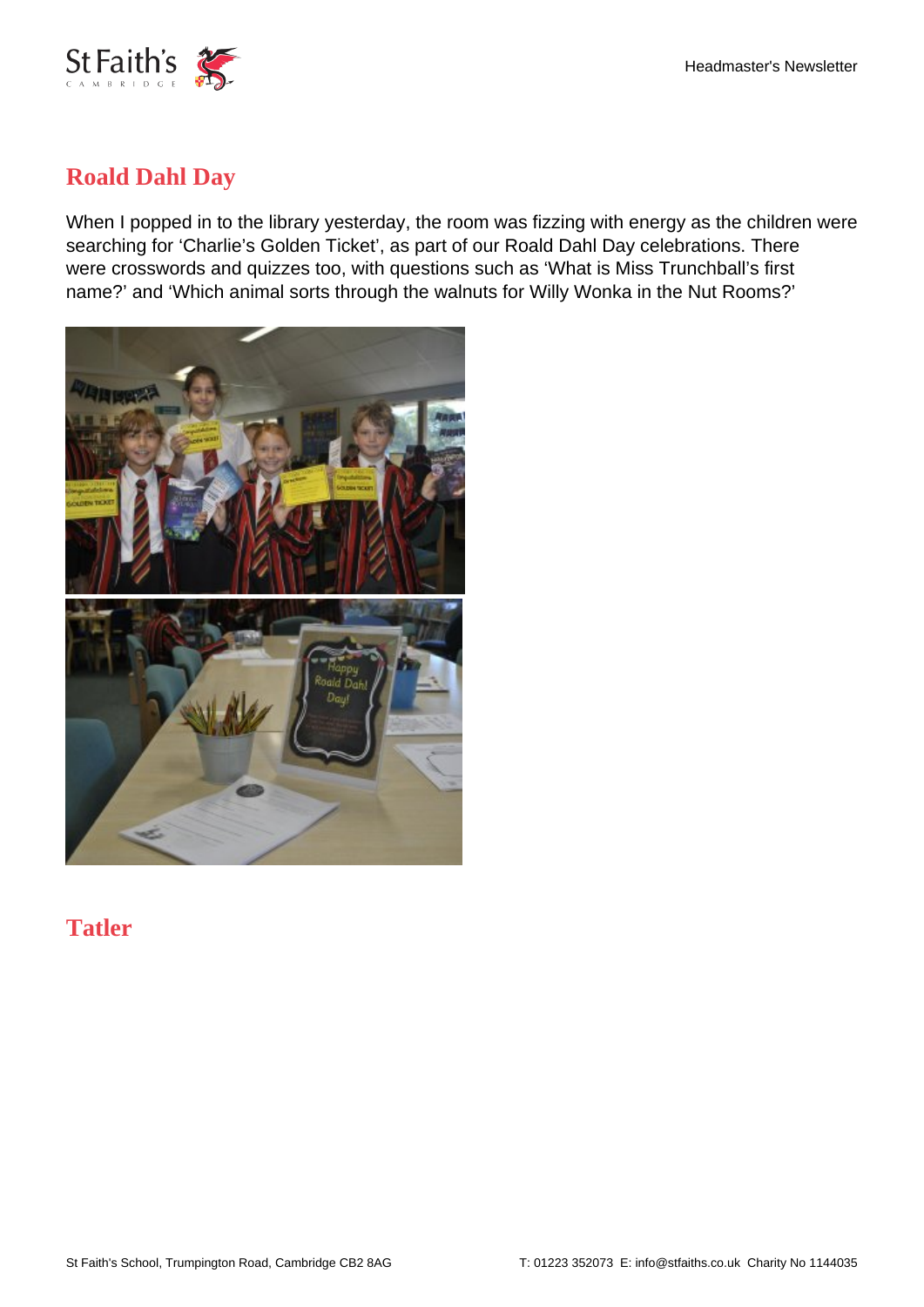## Roald Dahl Day

When I popped in to the library yesterday, the room was fizzing with energy as the children were searching for 'Charlie's Golden Ticket', as part of our Roald Dahl Day celebrations. There were crosswords and quizzes too, with questions such as 'What is Miss Trunchball's first name?' and 'Which animal sorts through the walnuts for Willy Wonka in the Nut Rooms?'

## Tatler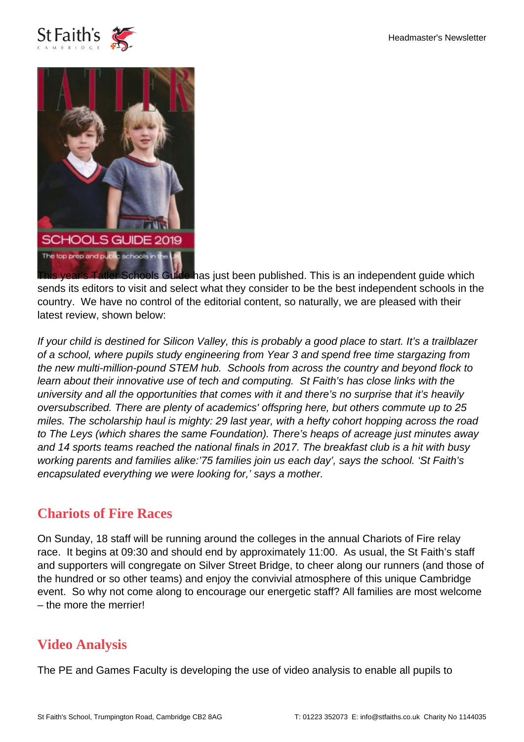This year's Tatler Schools Guide has just been published. This is an independent guide which sends its editors to visit and select what they consider to be the best independent schools in the country.  We have no control of the editorial content, so naturally, we are pleased with their latest review, shown below:

*If your child is destined for Silicon Valley, this is probably a good place to start. It's a trailblazer of a school, where pupils study engineering from Year 3 and spend free time stargazing from the new multi-million-pound STEM hub.  Schools from across the country and beyond flock to learn about their innovative use of tech and computing.  St Faith's has close links with the university and all the opportunities that comes with it and there's no surprise that it's heavily oversubscribed. There are plenty of academics' offspring here, but others commute up to 25 miles. The scholarship haul is mighty: 29 last year, with a hefty cohort hopping across the road to The Leys (which shares the same Foundation). There's heaps of acreage just minutes away and 14 sports teams reached the national finals in 2017. The breakfast club is a hit with busy working parents and families alike:'75 families join us each day', says the school. 'St Faith's encapsulated everything we were looking for,' says a mother.*

## Chariots of Fire Races

On Sunday, 18 staff will be running around the colleges in the annual Chariots of Fire relay race.  It begins at 09:30 and should end by approximately 11:00.  As usual, the St Faith's staff and supporters will congregate on Silver Street Bridge, to cheer along our runners (and those of the hundred or so other teams) and enjoy the convivial atmosphere of this unique Cambridge event.  So why not come along to encourage our energetic staff? All families are most welcome – the more the merrier!

## Video Analysis

The PE and Games Faculty is developing the use of video analysis to enable all pupils to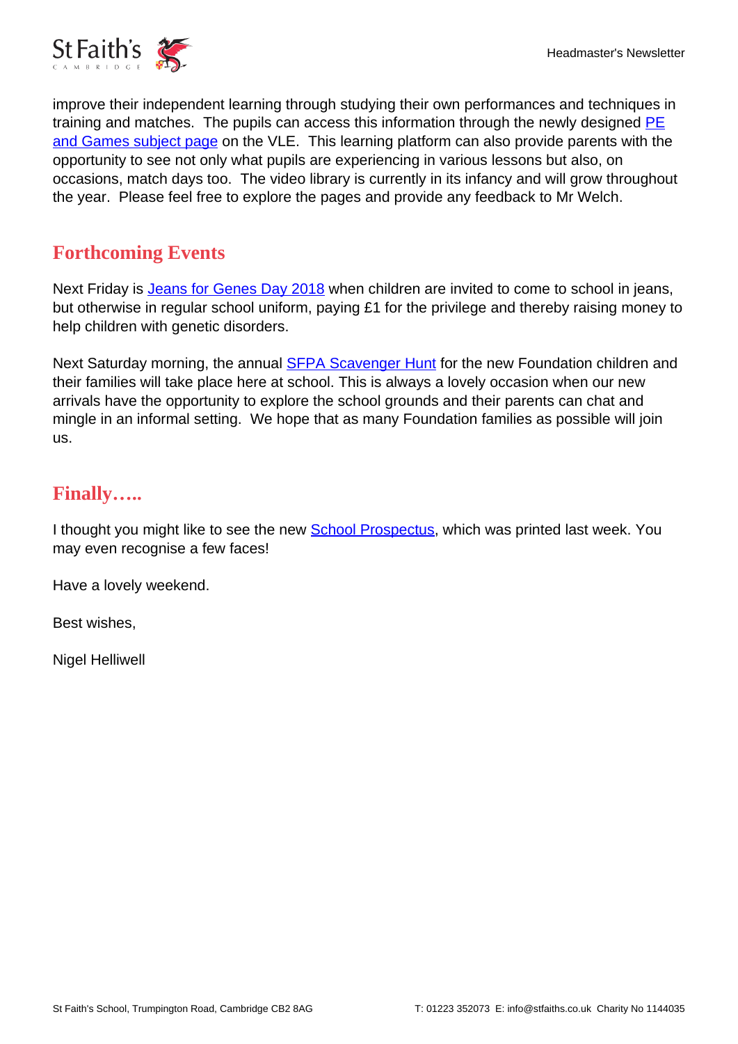improve their independent learning through studying their own performances and techniques in training and matches. The pupils can access this information through the newly designed PE and Games subject page on the VLE. This learning platform can also provide parents with the opportunity to see not only what pupils are experiencing in various lessons but also, on occasions, match days too. The video library is currently in its infancy and will grow throughout the year. Please feel free to explore the pages and provide any feedback to Mr Welch.

## Forthcoming Events

Next Friday is Jeans for Genes Day 2018 when children are invited to come to school in jeans, but otherwise in regular school uniform, paying £1 for the privilege and thereby raising money to help children with genetic disorders.

Next Saturday morning, the annual SFPA Scavenger Hunt for the new Foundation children and their families will take place here at school. This is always a lovely occasion when our new arrivals have the opportunity to explore the school grounds and their parents can chat and mingle in an informal setting. We hope that as many Foundation families as possible will join us.

## Finally…..

I thought you might like to see the new School Prospectus, which was printed last week. You may even recognise a few faces!

Have a lovely weekend.

Best wishes,

Nigel Helliwell